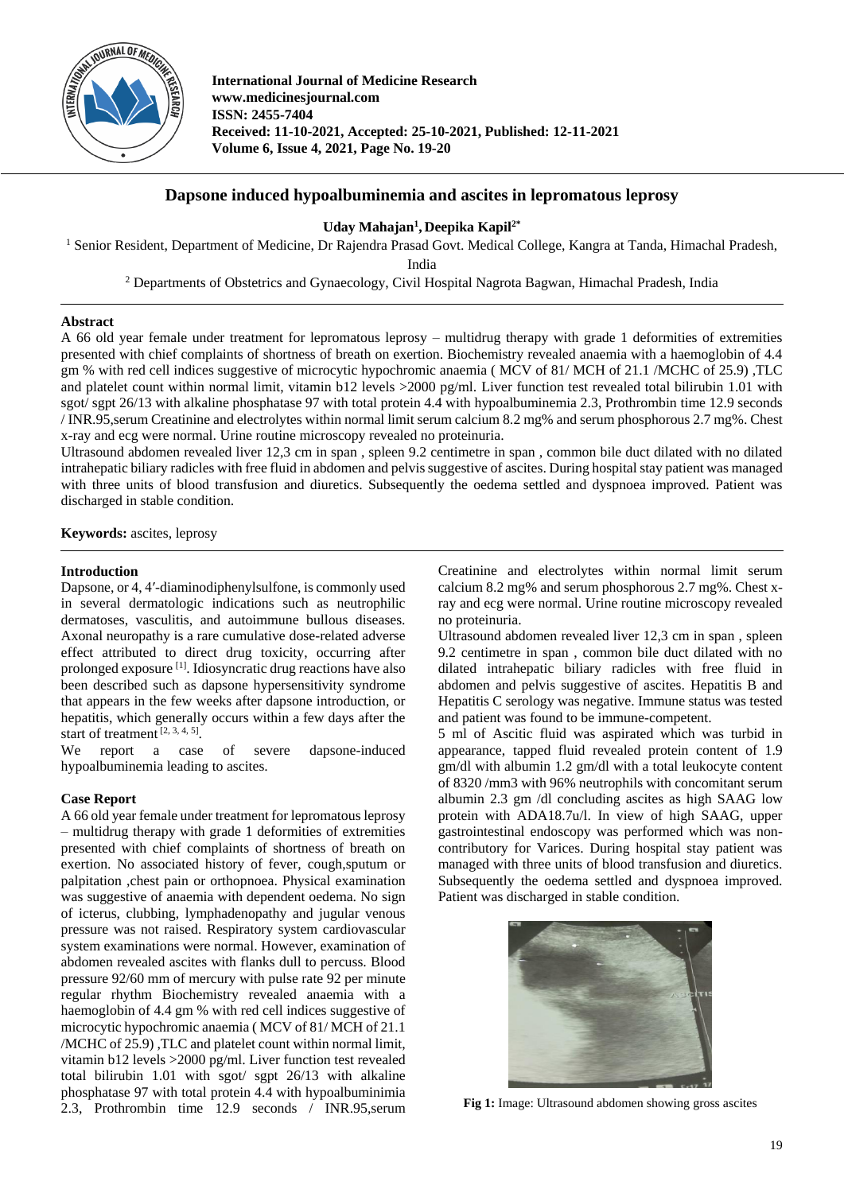# Dapsone induced hypoalbuminemia and ascites in lepromatous leprosy

**Uday Mahajan[1], Deepika Kapil[2*]**

[1] Senior Resident, Department of Medicine, Dr Rajendra Prasad Govt. Medical College, Kangra at Tanda, Himachal Pradesh, India

[2] Departments of Obstetrics and Gynaecology, Civil Hospital Nagrota Bagwan, Himachal Pradesh, India

## Abstract

A 66 old year female under treatment for lepromatous leprosy – multidrug therapy with grade 1 deformities of extremities presented with chief complaints of shortness of breath on exertion. Biochemistry revealed anaemia with a haemoglobin of 4.4 gm % with red cell indices suggestive of microcytic hypochromic anaemia ( MCV of 81/ MCH of 21.1 /MCHC of 25.9) ,TLC and platelet count within normal limit, vitamin b12 levels >2000 pg/ml. Liver function test revealed total bilirubin 1.01 with sgot/ sgpt 26/13 with alkaline phosphatase 97 with total protein 4.4 with hypoalbuminemia 2.3, Prothrombin time 12.9 seconds / INR.95,serum Creatinine and electrolytes within normal limit serum calcium 8.2 mg% and serum phosphorous 2.7 mg%. Chest x-ray and ecg were normal. Urine routine microscopy revealed no proteinuria.

Ultrasound abdomen revealed liver 12,3 cm in span , spleen 9.2 centimetre in span , common bile duct dilated with no dilated intrahepatic biliary radicles with free fluid in abdomen and pelvis suggestive of ascites. During hospital stay patient was managed with three units of blood transfusion and diuretics. Subsequently the oedema settled and dyspnoea improved. Patient was discharged in stable condition.

**Keywords:** ascites, leprosy

## Introduction

Dapsone, or 4, 4′-diaminodiphenylsulfone, is commonly used in several dermatologic indications such as neutrophilic dermatoses, vasculitis, and autoimmune bullous diseases. Axonal neuropathy is a rare cumulative dose-related adverse effect attributed to direct drug toxicity, occurring after prolonged exposure [1]. Idiosyncratic drug reactions have also been described such as dapsone hypersensitivity syndrome that appears in the few weeks after dapsone introduction, or hepatitis, which generally occurs within a few days after the start of treatment [2, 3, 4, 5].

We report a case of severe dapsone-induced hypoalbuminemia leading to ascites.

## Case Report

A 66 old year female under treatment for lepromatous leprosy – multidrug therapy with grade 1 deformities of extremities presented with chief complaints of shortness of breath on exertion. No associated history of fever, cough,sputum or palpitation ,chest pain or orthopnoea. Physical examination was suggestive of anaemia with dependent oedema. No sign of icterus, clubbing, lymphadenopathy and jugular venous pressure was not raised. Respiratory system cardiovascular system examinations were normal. However, examination of abdomen revealed ascites with flanks dull to percuss. Blood pressure 92/60 mm of mercury with pulse rate 92 per minute regular rhythm Biochemistry revealed anaemia with a haemoglobin of 4.4 gm % with red cell indices suggestive of microcytic hypochromic anaemia ( MCV of 81/ MCH of 21.1 /MCHC of 25.9) ,TLC and platelet count within normal limit, vitamin b12 levels >2000 pg/ml. Liver function test revealed total bilirubin 1.01 with sgot/ sgpt 26/13 with alkaline phosphatase 97 with total protein 4.4 with hypoalbuminimia 2.3, Prothrombin time 12.9 seconds / INR.95,serum Creatinine and electrolytes within normal limit serum calcium 8.2 mg% and serum phosphorous 2.7 mg%. Chest x-ray and ecg were normal. Urine routine microscopy revealed no proteinuria.

Ultrasound abdomen revealed liver 12,3 cm in span , spleen 9.2 centimetre in span , common bile duct dilated with no dilated intrahepatic biliary radicles with free fluid in abdomen and pelvis suggestive of ascites. Hepatitis B and Hepatitis C serology was negative. Immune status was tested and patient was found to be immune-competent.

5 ml of Ascitic fluid was aspirated which was turbid in appearance, tapped fluid revealed protein content of 1.9 gm/dl with albumin 1.2 gm/dl with a total leukocyte content of 8320 /mm3 with 96% neutrophils with concomitant serum albumin 2.3 gm /dl concluding ascites as high SAAG low protein with ADA18.7u/l. In view of high SAAG, upper gastrointestinal endoscopy was performed which was non-contributory for Varices. During hospital stay patient was managed with three units of blood transfusion and diuretics. Subsequently the oedema settled and dyspnoea improved. Patient was discharged in stable condition.

**Fig 1:** Image: Ultrasound abdomen showing gross ascites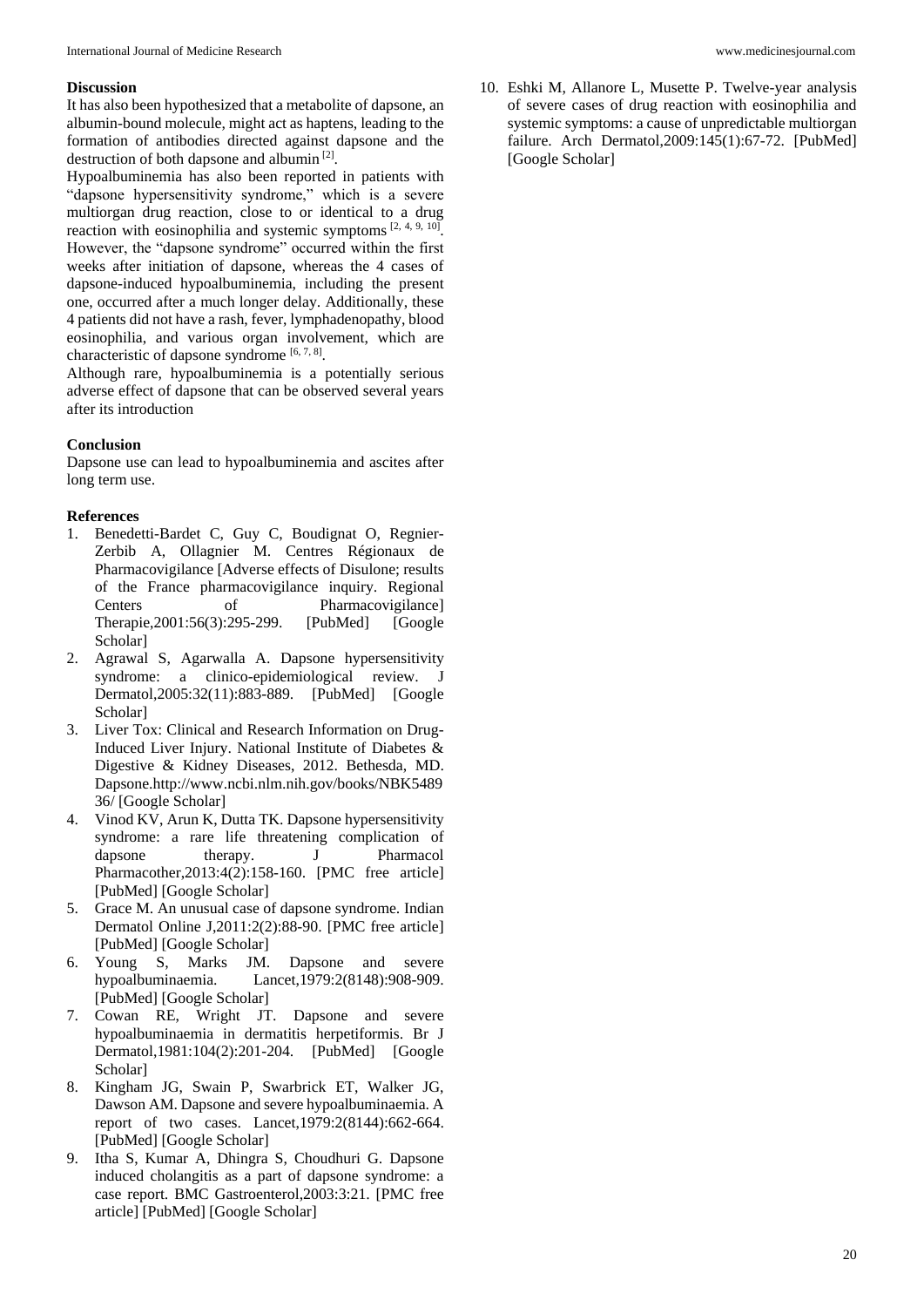## Discussion

It has also been hypothesized that a metabolite of dapsone, an albumin-bound molecule, might act as haptens, leading to the formation of antibodies directed against dapsone and the destruction of both dapsone and albumin [2].

Hypoalbuminemia has also been reported in patients with "dapsone hypersensitivity syndrome," which is a severe multiorgan drug reaction, close to or identical to a drug reaction with eosinophilia and systemic symptoms [2, 4, 9, 10]. However, the "dapsone syndrome" occurred within the first weeks after initiation of dapsone, whereas the 4 cases of dapsone-induced hypoalbuminemia, including the present one, occurred after a much longer delay. Additionally, these 4 patients did not have a rash, fever, lymphadenopathy, blood eosinophilia, and various organ involvement, which are characteristic of dapsone syndrome [6, 7, 8].

Although rare, hypoalbuminemia is a potentially serious adverse effect of dapsone that can be observed several years after its introduction

## Conclusion

Dapsone use can lead to hypoalbuminemia and ascites after long term use.

## References

1. Benedetti-Bardet C, Guy C, Boudignat O, Regnier-Zerbib A, Ollagnier M. Centres Régionaux de Pharmacovigilance [Adverse effects of Disulone; results of the France pharmacovigilance inquiry. Regional Centers of Pharmacovigilance] Therapie,2001:56(3):295-299. [PubMed] [Google Scholar]
2. Agrawal S, Agarwalla A. Dapsone hypersensitivity syndrome: a clinico-epidemiological review. J Dermatol,2005:32(11):883-889. [PubMed] [Google Scholar]
3. Liver Tox: Clinical and Research Information on Drug-Induced Liver Injury. National Institute of Diabetes & Digestive & Kidney Diseases, 2012. Bethesda, MD. Dapsone.http://www.ncbi.nlm.nih.gov/books/NBK548936/ [Google Scholar]
4. Vinod KV, Arun K, Dutta TK. Dapsone hypersensitivity syndrome: a rare life threatening complication of dapsone therapy. J Pharmacol Pharmacother,2013:4(2):158-160. [PMC free article] [PubMed] [Google Scholar]
5. Grace M. An unusual case of dapsone syndrome. Indian Dermatol Online J,2011:2(2):88-90. [PMC free article] [PubMed] [Google Scholar]
6. Young S, Marks JM. Dapsone and severe hypoalbuminaemia. Lancet,1979:2(8148):908-909. [PubMed] [Google Scholar]
7. Cowan RE, Wright JT. Dapsone and severe hypoalbuminaemia in dermatitis herpetiformis. Br J Dermatol,1981:104(2):201-204. [PubMed] [Google Scholar]
8. Kingham JG, Swain P, Swarbrick ET, Walker JG, Dawson AM. Dapsone and severe hypoalbuminaemia. A report of two cases. Lancet,1979:2(8144):662-664. [PubMed] [Google Scholar]
9. Itha S, Kumar A, Dhingra S, Choudhuri G. Dapsone induced cholangitis as a part of dapsone syndrome: a case report. BMC Gastroenterol,2003:3:21. [PMC free article] [PubMed] [Google Scholar]
10. Eshki M, Allanore L, Musette P. Twelve-year analysis of severe cases of drug reaction with eosinophilia and systemic symptoms: a cause of unpredictable multiorgan failure. Arch Dermatol,2009:145(1):67-72. [PubMed] [Google Scholar]